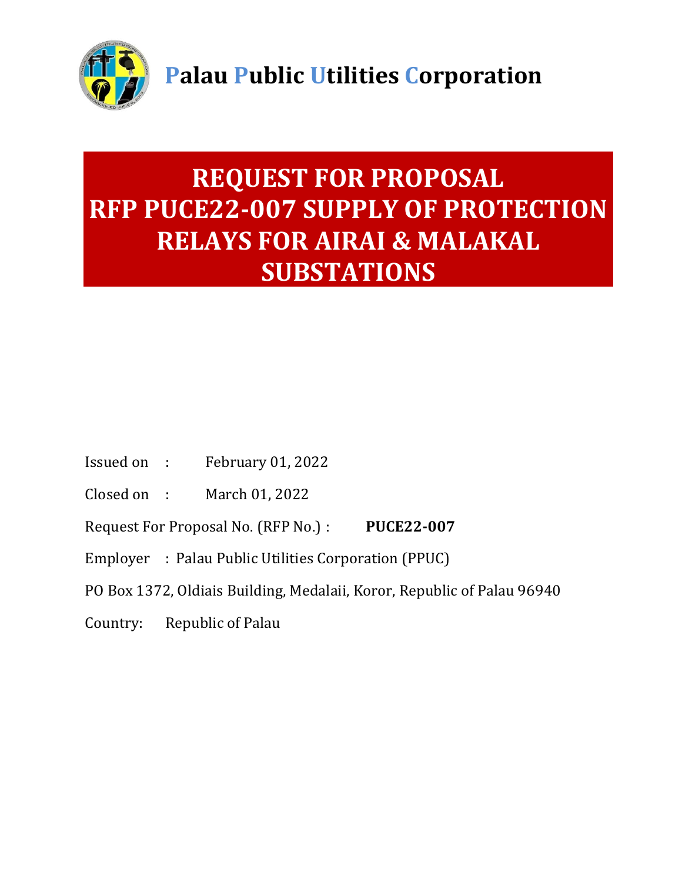# Palau Public Utilities Corporation

# REQUEST FOR PROPOSAL
# RFP PUCE22-007 SUPPLY OF PROTECTION RELAYS FOR AIRAI & MALAKAL SUBSTATIONS

Issued on : February 01, 2022

Closed on : March 01, 2022

Request For Proposal No. (RFP No.) : **PUCE22-007**

Employer : Palau Public Utilities Corporation (PPUC)

PO Box 1372, Oldiais Building, Medalaii, Koror, Republic of Palau 96940

Country: Republic of Palau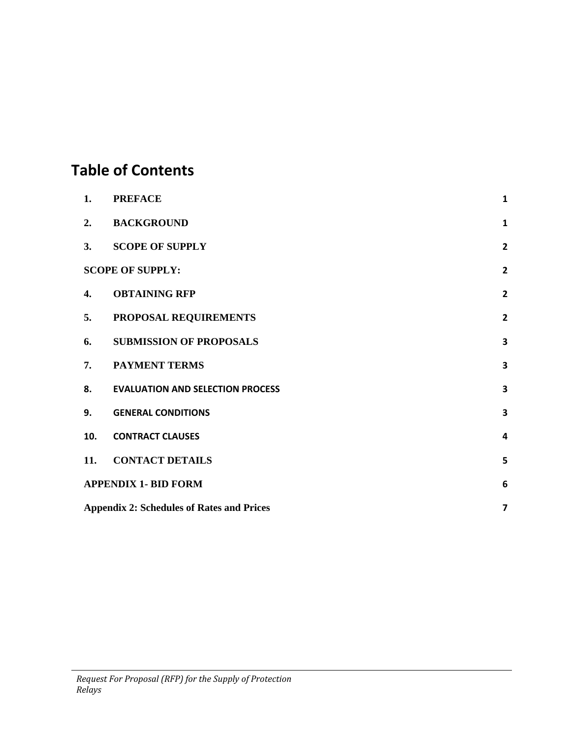# Table of Contents

| | | |
|---|---|---|
| **1.** | **PREFACE** | **1** |
| **2.** | **BACKGROUND** | **1** |
| **3.** | **SCOPE OF SUPPLY** | **2** |
| **SCOPE OF SUPPLY:** | | **2** |
| **4.** | **OBTAINING RFP** | **2** |
| **5.** | **PROPOSAL REQUIREMENTS** | **2** |
| **6.** | **SUBMISSION OF PROPOSALS** | **3** |
| **7.** | **PAYMENT TERMS** | **3** |
| **8.** | **EVALUATION AND SELECTION PROCESS** | **3** |
| **9.** | **GENERAL CONDITIONS** | **3** |
| **10.** | **CONTRACT CLAUSES** | **4** |
| **11.** | **CONTACT DETAILS** | **5** |
| **APPENDIX 1- BID FORM** | | **6** |
| **Appendix 2: Schedules of Rates and Prices** | | **7** |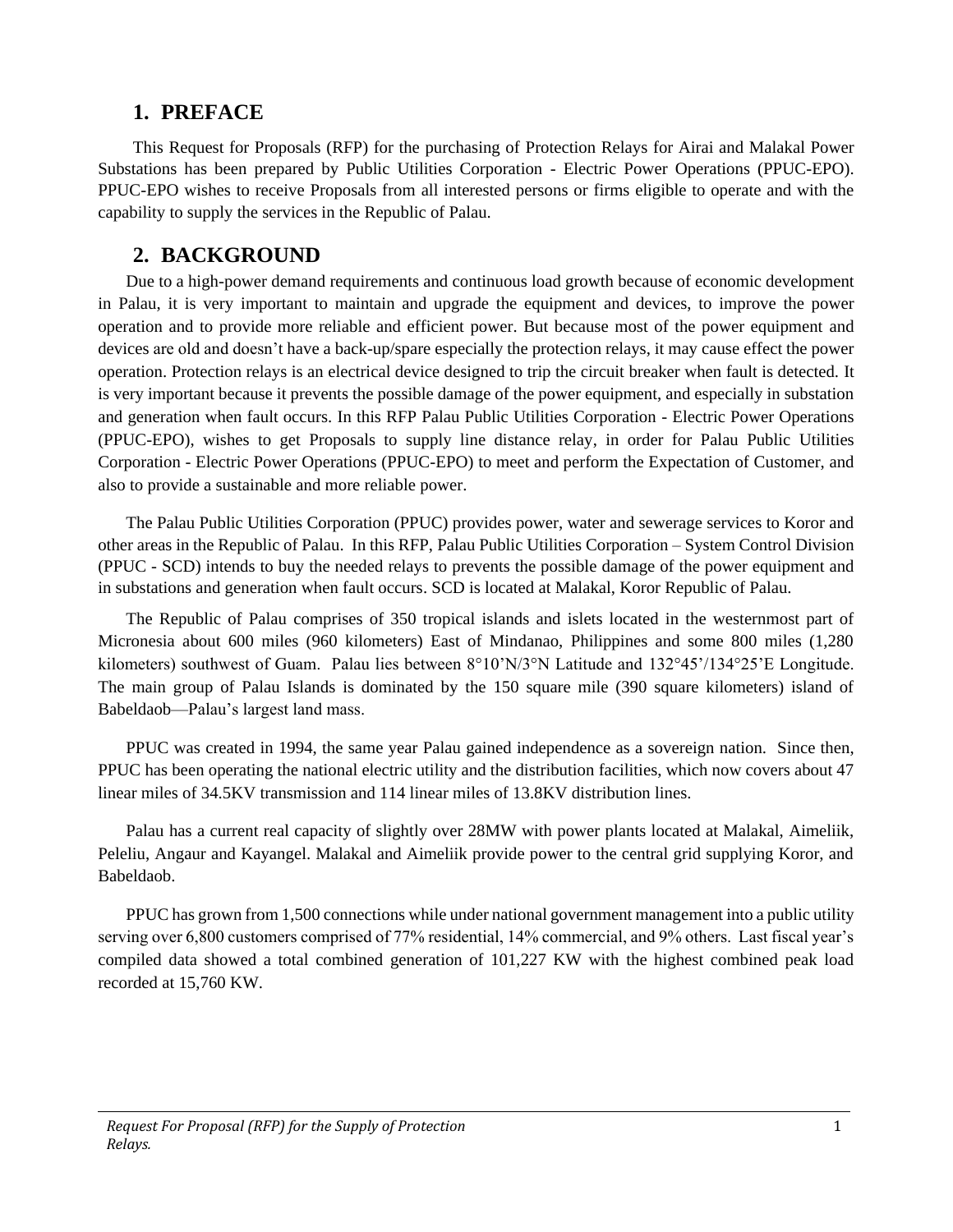## 1. PREFACE

This Request for Proposals (RFP) for the purchasing of Protection Relays for Airai and Malakal Power Substations has been prepared by Public Utilities Corporation - Electric Power Operations (PPUC-EPO). PPUC-EPO wishes to receive Proposals from all interested persons or firms eligible to operate and with the capability to supply the services in the Republic of Palau.

## 2. BACKGROUND

Due to a high-power demand requirements and continuous load growth because of economic development in Palau, it is very important to maintain and upgrade the equipment and devices, to improve the power operation and to provide more reliable and efficient power. But because most of the power equipment and devices are old and doesn't have a back-up/spare especially the protection relays, it may cause effect the power operation. Protection relays is an electrical device designed to trip the circuit breaker when fault is detected. It is very important because it prevents the possible damage of the power equipment, and especially in substation and generation when fault occurs. In this RFP Palau Public Utilities Corporation - Electric Power Operations (PPUC-EPO), wishes to get Proposals to supply line distance relay, in order for Palau Public Utilities Corporation - Electric Power Operations (PPUC-EPO) to meet and perform the Expectation of Customer, and also to provide a sustainable and more reliable power.

The Palau Public Utilities Corporation (PPUC) provides power, water and sewerage services to Koror and other areas in the Republic of Palau. In this RFP, Palau Public Utilities Corporation – System Control Division (PPUC - SCD) intends to buy the needed relays to prevents the possible damage of the power equipment and in substations and generation when fault occurs. SCD is located at Malakal, Koror Republic of Palau.

The Republic of Palau comprises of 350 tropical islands and islets located in the westernmost part of Micronesia about 600 miles (960 kilometers) East of Mindanao, Philippines and some 800 miles (1,280 kilometers) southwest of Guam. Palau lies between 8°10'N/3°N Latitude and 132°45'/134°25'E Longitude. The main group of Palau Islands is dominated by the 150 square mile (390 square kilometers) island of Babeldaob—Palau's largest land mass.

PPUC was created in 1994, the same year Palau gained independence as a sovereign nation. Since then, PPUC has been operating the national electric utility and the distribution facilities, which now covers about 47 linear miles of 34.5KV transmission and 114 linear miles of 13.8KV distribution lines.

Palau has a current real capacity of slightly over 28MW with power plants located at Malakal, Aimeliik, Peleliu, Angaur and Kayangel. Malakal and Aimeliik provide power to the central grid supplying Koror, and Babeldaob.

PPUC has grown from 1,500 connections while under national government management into a public utility serving over 6,800 customers comprised of 77% residential, 14% commercial, and 9% others. Last fiscal year's compiled data showed a total combined generation of 101,227 KW with the highest combined peak load recorded at 15,760 KW.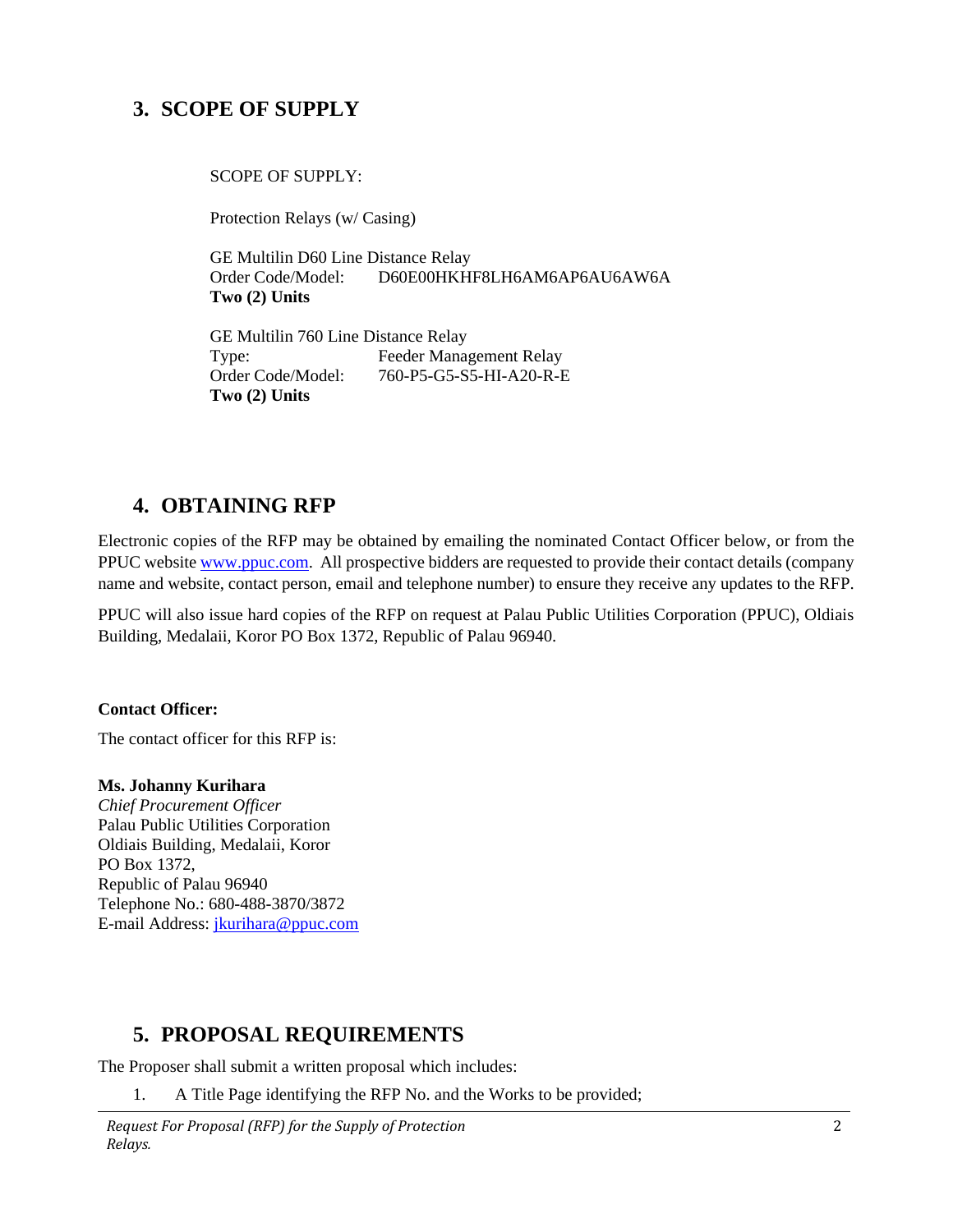## 3. SCOPE OF SUPPLY

SCOPE OF SUPPLY:

Protection Relays (w/ Casing)

GE Multilin D60 Line Distance Relay
Order Code/Model: D60E00HKHF8LH6AM6AP6AU6AW6A
**Two (2) Units**

GE Multilin 760 Line Distance Relay
Type: Feeder Management Relay
Order Code/Model: 760-P5-G5-S5-HI-A20-R-E
**Two (2) Units**

## 4. OBTAINING RFP

Electronic copies of the RFP may be obtained by emailing the nominated Contact Officer below, or from the PPUC website www.ppuc.com. All prospective bidders are requested to provide their contact details (company name and website, contact person, email and telephone number) to ensure they receive any updates to the RFP.

PPUC will also issue hard copies of the RFP on request at Palau Public Utilities Corporation (PPUC), Oldiais Building, Medalaii, Koror PO Box 1372, Republic of Palau 96940.

**Contact Officer:**

The contact officer for this RFP is:

**Ms. Johanny Kurihara**
*Chief Procurement Officer*
Palau Public Utilities Corporation
Oldiais Building, Medalaii, Koror
PO Box 1372,
Republic of Palau 96940
Telephone No.: 680-488-3870/3872
E-mail Address: jkurihara@ppuc.com

## 5. PROPOSAL REQUIREMENTS

The Proposer shall submit a written proposal which includes:

1. A Title Page identifying the RFP No. and the Works to be provided;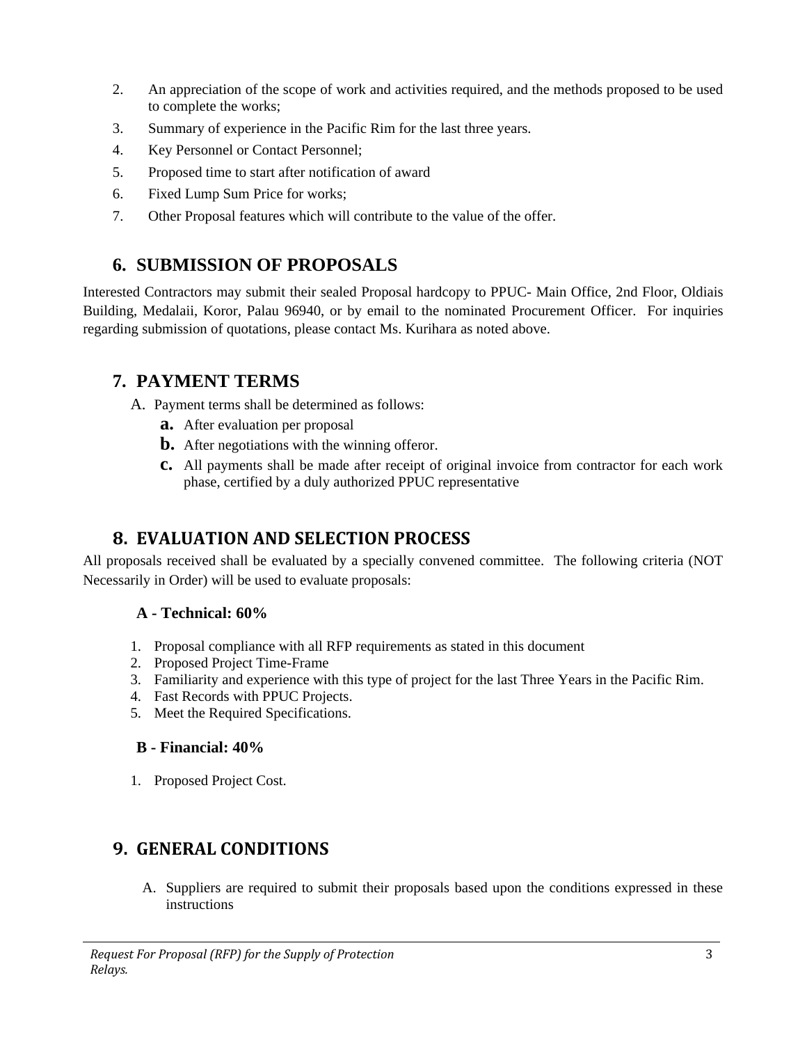2. An appreciation of the scope of work and activities required, and the methods proposed to be used to complete the works;
3. Summary of experience in the Pacific Rim for the last three years.
4. Key Personnel or Contact Personnel;
5. Proposed time to start after notification of award
6. Fixed Lump Sum Price for works;
7. Other Proposal features which will contribute to the value of the offer.

## 6. SUBMISSION OF PROPOSALS

Interested Contractors may submit their sealed Proposal hardcopy to PPUC- Main Office, 2nd Floor, Oldiais Building, Medalaii, Koror, Palau 96940, or by email to the nominated Procurement Officer. For inquiries regarding submission of quotations, please contact Ms. Kurihara as noted above.

## 7. PAYMENT TERMS

A. Payment terms shall be determined as follows:
   - **a.** After evaluation per proposal
   - **b.** After negotiations with the winning offeror.
   - **c.** All payments shall be made after receipt of original invoice from contractor for each work phase, certified by a duly authorized PPUC representative

## 8. EVALUATION AND SELECTION PROCESS

All proposals received shall be evaluated by a specially convened committee. The following criteria (NOT Necessarily in Order) will be used to evaluate proposals:

**A - Technical: 60%**

1. Proposal compliance with all RFP requirements as stated in this document
2. Proposed Project Time-Frame
3. Familiarity and experience with this type of project for the last Three Years in the Pacific Rim.
4. Fast Records with PPUC Projects.
5. Meet the Required Specifications.

**B - Financial: 40%**

1. Proposed Project Cost.

## 9. GENERAL CONDITIONS

A. Suppliers are required to submit their proposals based upon the conditions expressed in these instructions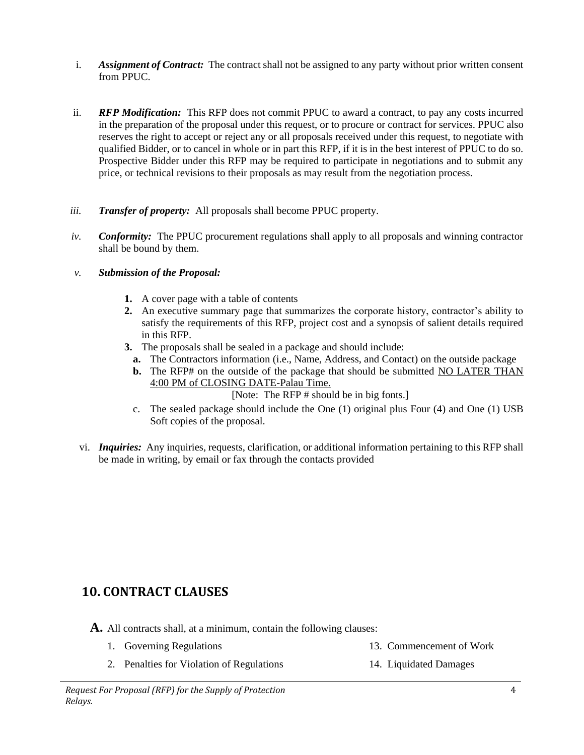i. ***Assignment of Contract:*** The contract shall not be assigned to any party without prior written consent from PPUC.

ii. ***RFP Modification:*** This RFP does not commit PPUC to award a contract, to pay any costs incurred in the preparation of the proposal under this request, or to procure or contract for services. PPUC also reserves the right to accept or reject any or all proposals received under this request, to negotiate with qualified Bidder, or to cancel in whole or in part this RFP, if it is in the best interest of PPUC to do so. Prospective Bidder under this RFP may be required to participate in negotiations and to submit any price, or technical revisions to their proposals as may result from the negotiation process.

*iii.* ***Transfer of property:*** All proposals shall become PPUC property.

*iv.* ***Conformity:*** The PPUC procurement regulations shall apply to all proposals and winning contractor shall be bound by them.

*v.* ***Submission of the Proposal:***

1. A cover page with a table of contents
2. An executive summary page that summarizes the corporate history, contractor's ability to satisfy the requirements of this RFP, project cost and a synopsis of salient details required in this RFP.
3. The proposals shall be sealed in a package and should include:
   - **a.** The Contractors information (i.e., Name, Address, and Contact) on the outside package
   - **b.** The RFP# on the outside of the package that should be submitted <u>NO LATER THAN 4:00 PM of CLOSING DATE-Palau Time.</u>

     [Note: The RFP # should be in big fonts.]
   - c. The sealed package should include the One (1) original plus Four (4) and One (1) USB Soft copies of the proposal.

vi. ***Inquiries:*** Any inquiries, requests, clarification, or additional information pertaining to this RFP shall be made in writing, by email or fax through the contacts provided

## 10. CONTRACT CLAUSES

**A.** All contracts shall, at a minimum, contain the following clauses:

1. Governing Regulations
2. Penalties for Violation of Regulations

13. Commencement of Work
14. Liquidated Damages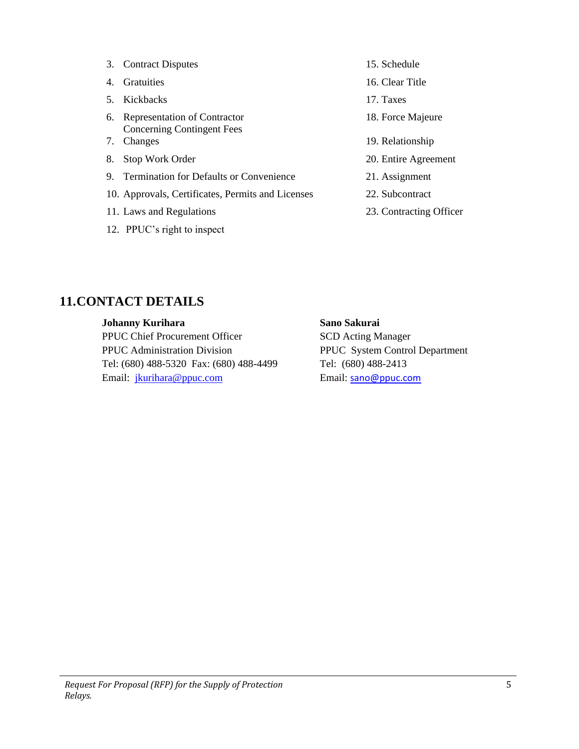3. Contract Disputes
4. Gratuities
5. Kickbacks
6. Representation of Contractor Concerning Contingent Fees
7. Changes
8. Stop Work Order
9. Termination for Defaults or Convenience
10. Approvals, Certificates, Permits and Licenses
11. Laws and Regulations
12. PPUC's right to inspect
15. Schedule
16. Clear Title
17. Taxes
18. Force Majeure
19. Relationship
20. Entire Agreement
21. Assignment
22. Subcontract
23. Contracting Officer

## 11. CONTACT DETAILS

**Johanny Kurihara**
PPUC Chief Procurement Officer
PPUC Administration Division
Tel: (680) 488-5320 Fax: (680) 488-4499
Email: jkurihara@ppuc.com

**Sano Sakurai**
SCD Acting Manager
PPUC System Control Department
Tel: (680) 488-2413
Email: sano@ppuc.com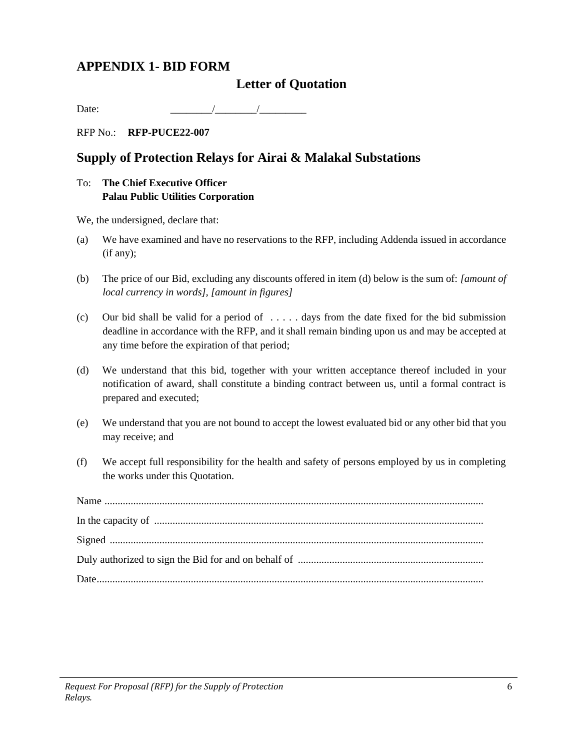## APPENDIX 1- BID FORM

### Letter of Quotation

Date: ________/________/_________

RFP No.: **RFP-PUCE22-007**

## Supply of Protection Relays for Airai & Malakal Substations

To: **The Chief Executive Officer**
**Palau Public Utilities Corporation**

We, the undersigned, declare that:

(a) We have examined and have no reservations to the RFP, including Addenda issued in accordance (if any);

(b) The price of our Bid, excluding any discounts offered in item (d) below is the sum of: *[amount of local currency in words], [amount in figures]*

(c) Our bid shall be valid for a period of . . . . . days from the date fixed for the bid submission deadline in accordance with the RFP, and it shall remain binding upon us and may be accepted at any time before the expiration of that period;

(d) We understand that this bid, together with your written acceptance thereof included in your notification of award, shall constitute a binding contract between us, until a formal contract is prepared and executed;

(e) We understand that you are not bound to accept the lowest evaluated bid or any other bid that you may receive; and

(f) We accept full responsibility for the health and safety of persons employed by us in completing the works under this Quotation.

Name ................................................................................................................................

In the capacity of .............................................................................................................

Signed ..............................................................................................................................

Duly authorized to sign the Bid for and on behalf of .......................................................................

Date...................................................................................................................................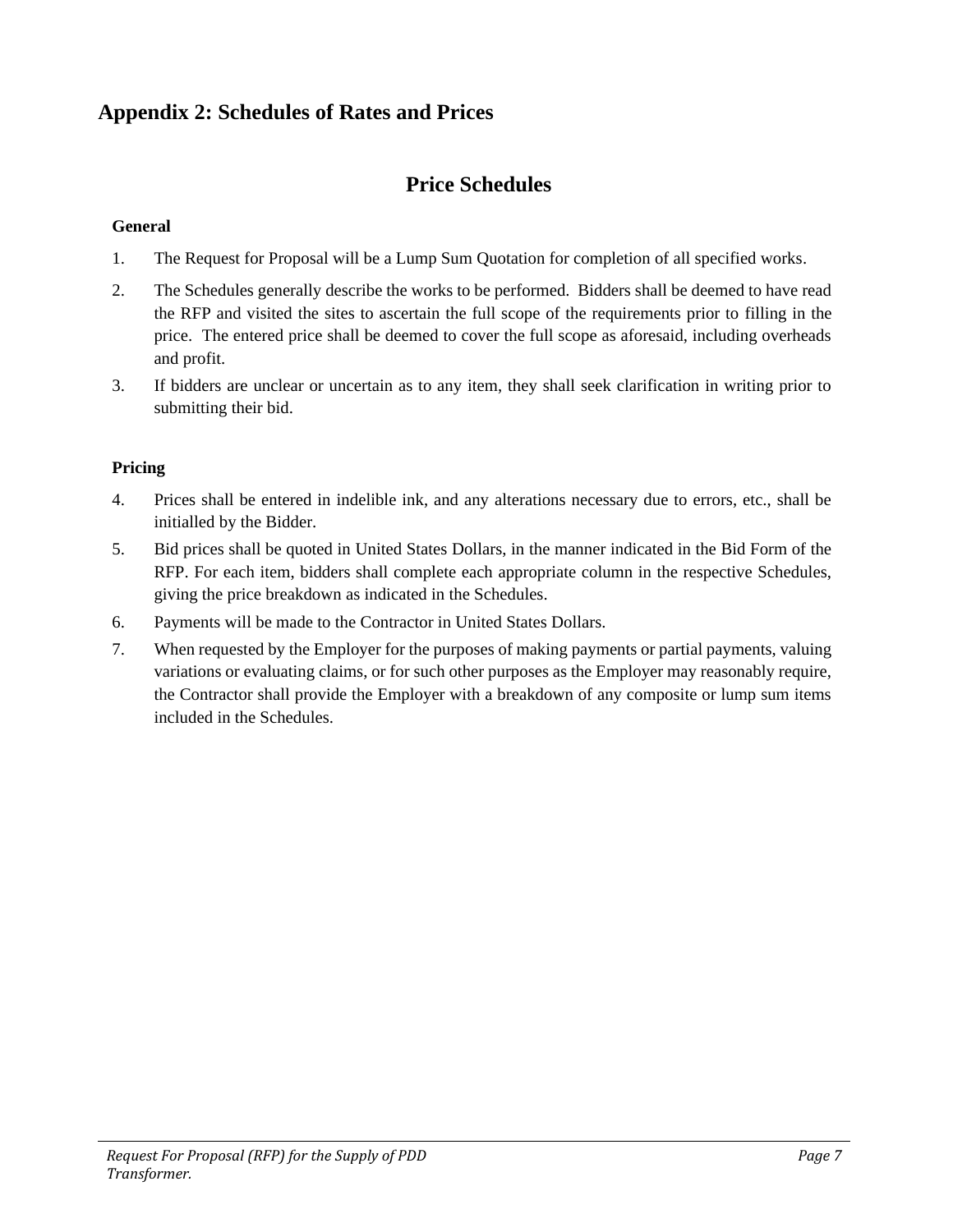# Appendix 2: Schedules of Rates and Prices

## Price Schedules

**General**

1. The Request for Proposal will be a Lump Sum Quotation for completion of all specified works.
2. The Schedules generally describe the works to be performed. Bidders shall be deemed to have read the RFP and visited the sites to ascertain the full scope of the requirements prior to filling in the price. The entered price shall be deemed to cover the full scope as aforesaid, including overheads and profit.
3. If bidders are unclear or uncertain as to any item, they shall seek clarification in writing prior to submitting their bid.

**Pricing**

4. Prices shall be entered in indelible ink, and any alterations necessary due to errors, etc., shall be initialled by the Bidder.
5. Bid prices shall be quoted in United States Dollars, in the manner indicated in the Bid Form of the RFP. For each item, bidders shall complete each appropriate column in the respective Schedules, giving the price breakdown as indicated in the Schedules.
6. Payments will be made to the Contractor in United States Dollars.
7. When requested by the Employer for the purposes of making payments or partial payments, valuing variations or evaluating claims, or for such other purposes as the Employer may reasonably require, the Contractor shall provide the Employer with a breakdown of any composite or lump sum items included in the Schedules.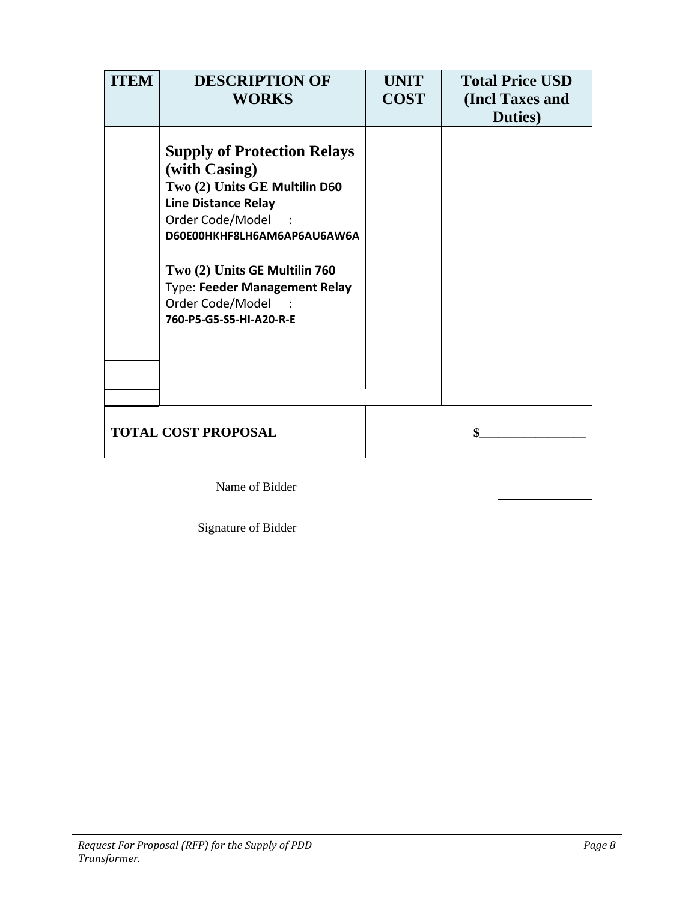| ITEM | DESCRIPTION OF WORKS | UNIT COST | Total Price USD (Incl Taxes and Duties) |
|---|---|---|---|
| | **Supply of Protection Relays (with Casing)**<br>**Two (2) Units GE Multilin D60 Line Distance Relay**<br>Order Code/Model : **D60E00HKHF8LH6AM6AP6AU6AW6A**<br><br>**Two (2) Units GE Multilin 760**<br>Type: **Feeder Management Relay**<br>Order Code/Model : **760-P5-G5-S5-HI-A20-R-E** | | |
| | | | |
| | | | |
| **TOTAL COST PROPOSAL** | | | **$________________** |

Name of Bidder ________________

Signature of Bidder ________________________________________